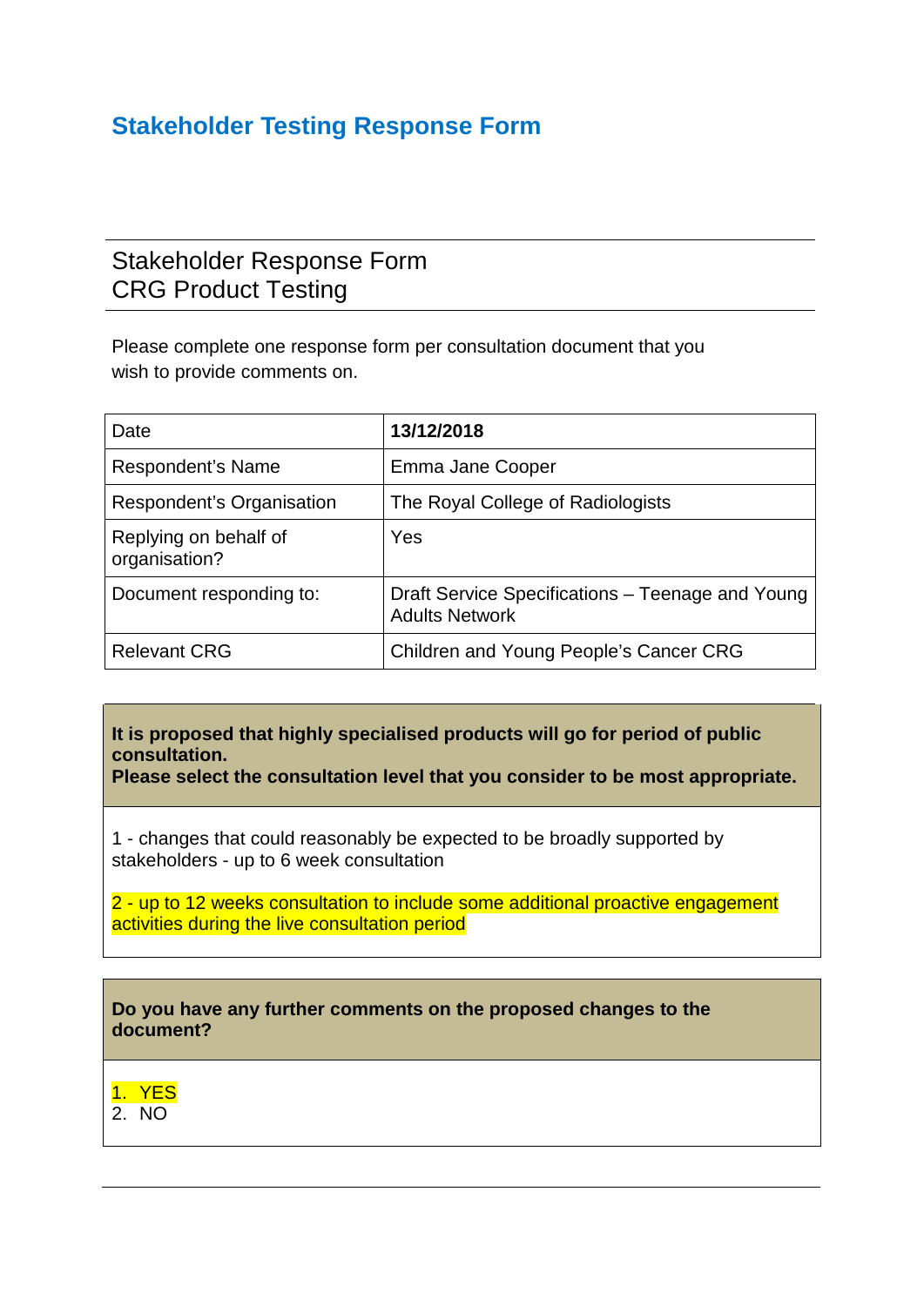# Stakeholder Testing Response Form

## Stakeholder Response Form
## CRG Product Testing

Please complete one response form per consultation document that you wish to provide comments on.

| Date | **13/12/2018** |
|---|---|
| Respondent's Name | Emma Jane Cooper |
| Respondent's Organisation | The Royal College of Radiologists |
| Replying on behalf of organisation? | Yes |
| Document responding to: | Draft Service Specifications – Teenage and Young Adults Network |
| Relevant CRG | Children and Young People's Cancer CRG |

**It is proposed that highly specialised products will go for period of public consultation.**
**Please select the consultation level that you consider to be most appropriate.**

1 - changes that could reasonably be expected to be broadly supported by stakeholders - up to 6 week consultation

2 - up to 12 weeks consultation to include some additional proactive engagement activities during the live consultation period

**Do you have any further comments on the proposed changes to the document?**

1. YES
2. NO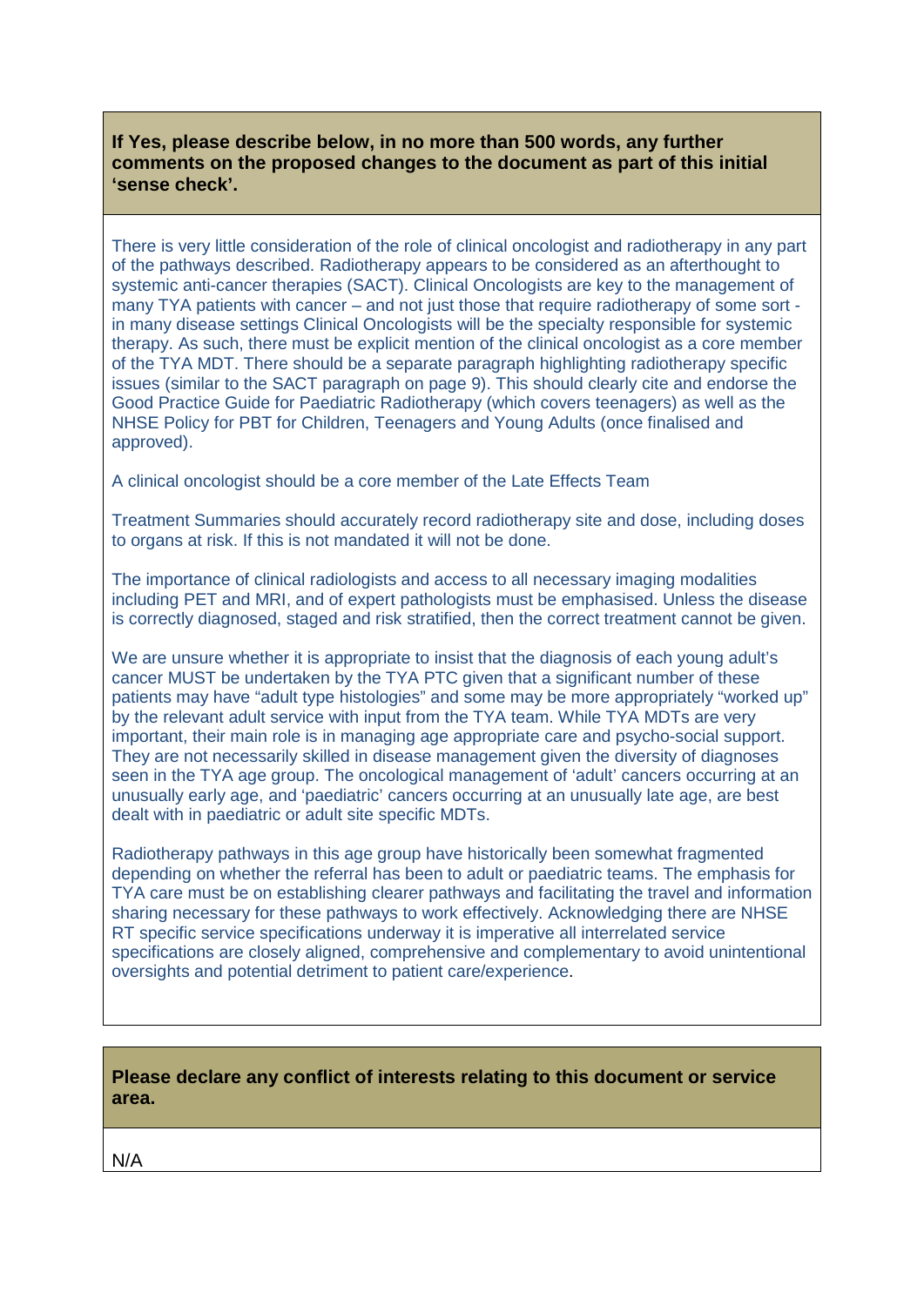**If Yes, please describe below, in no more than 500 words, any further comments on the proposed changes to the document as part of this initial 'sense check'.**

There is very little consideration of the role of clinical oncologist and radiotherapy in any part of the pathways described. Radiotherapy appears to be considered as an afterthought to systemic anti-cancer therapies (SACT). Clinical Oncologists are key to the management of many TYA patients with cancer – and not just those that require radiotherapy of some sort - in many disease settings Clinical Oncologists will be the specialty responsible for systemic therapy. As such, there must be explicit mention of the clinical oncologist as a core member of the TYA MDT. There should be a separate paragraph highlighting radiotherapy specific issues (similar to the SACT paragraph on page 9). This should clearly cite and endorse the Good Practice Guide for Paediatric Radiotherapy (which covers teenagers) as well as the NHSE Policy for PBT for Children, Teenagers and Young Adults (once finalised and approved).

A clinical oncologist should be a core member of the Late Effects Team

Treatment Summaries should accurately record radiotherapy site and dose, including doses to organs at risk. If this is not mandated it will not be done.

The importance of clinical radiologists and access to all necessary imaging modalities including PET and MRI, and of expert pathologists must be emphasised. Unless the disease is correctly diagnosed, staged and risk stratified, then the correct treatment cannot be given.

We are unsure whether it is appropriate to insist that the diagnosis of each young adult's cancer MUST be undertaken by the TYA PTC given that a significant number of these patients may have "adult type histologies" and some may be more appropriately "worked up" by the relevant adult service with input from the TYA team. While TYA MDTs are very important, their main role is in managing age appropriate care and psycho-social support. They are not necessarily skilled in disease management given the diversity of diagnoses seen in the TYA age group. The oncological management of 'adult' cancers occurring at an unusually early age, and 'paediatric' cancers occurring at an unusually late age, are best dealt with in paediatric or adult site specific MDTs.

Radiotherapy pathways in this age group have historically been somewhat fragmented depending on whether the referral has been to adult or paediatric teams. The emphasis for TYA care must be on establishing clearer pathways and facilitating the travel and information sharing necessary for these pathways to work effectively. Acknowledging there are NHSE RT specific service specifications underway it is imperative all interrelated service specifications are closely aligned, comprehensive and complementary to avoid unintentional oversights and potential detriment to patient care/experience.

**Please declare any conflict of interests relating to this document or service area.**

N/A